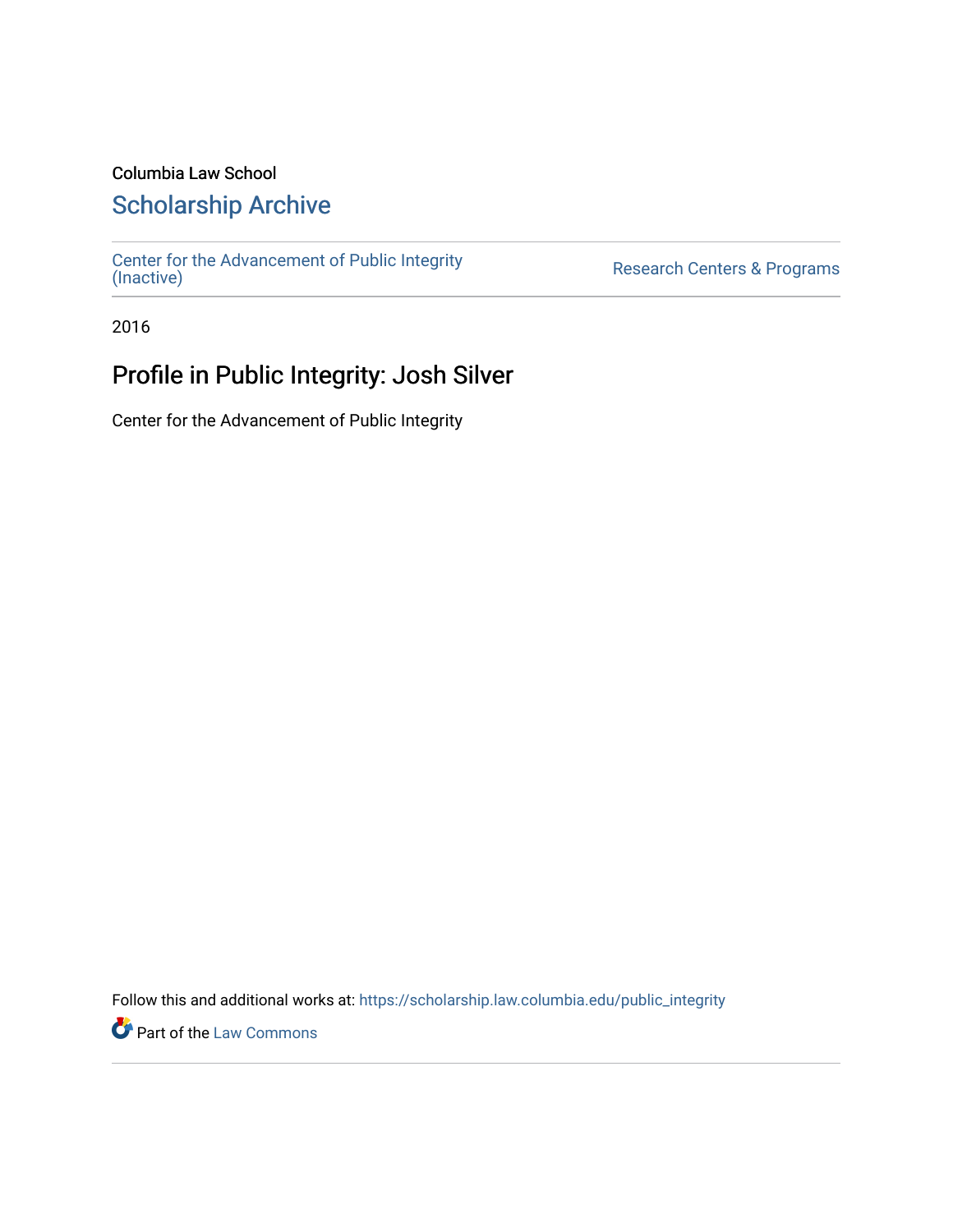Columbia Law School

## Scholarship Archive

Center for the Advancement of Public Integrity (Inactive)

Research Centers & Programs

2016

# Profile in Public Integrity: Josh Silver

Center for the Advancement of Public Integrity

Follow this and additional works at: https://scholarship.law.columbia.edu/public_integrity

Part of the Law Commons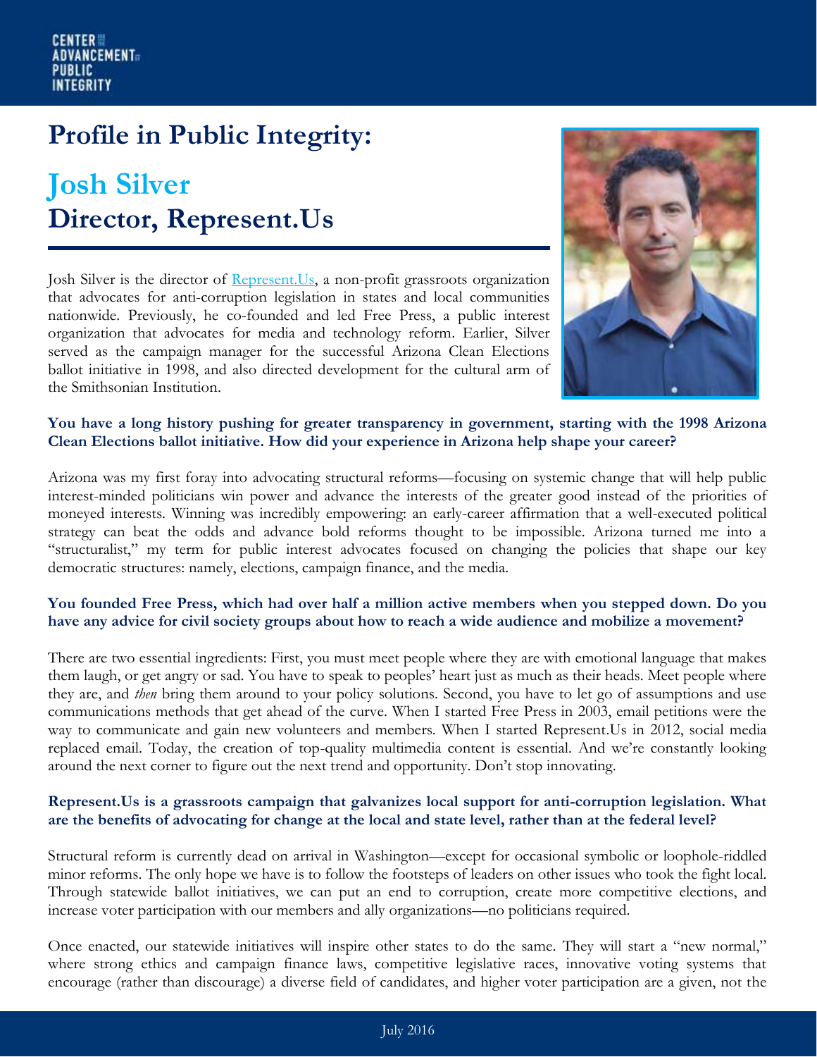# Profile in Public Integrity:

## Josh Silver
## Director, Represent.Us

Josh Silver is the director of Represent.Us, a non-profit grassroots organization that advocates for anti-corruption legislation in states and local communities nationwide. Previously, he co-founded and led Free Press, a public interest organization that advocates for media and technology reform. Earlier, Silver served as the campaign manager for the successful Arizona Clean Elections ballot initiative in 1998, and also directed development for the cultural arm of the Smithsonian Institution.

**You have a long history pushing for greater transparency in government, starting with the 1998 Arizona Clean Elections ballot initiative. How did your experience in Arizona help shape your career?**

Arizona was my first foray into advocating structural reforms—focusing on systemic change that will help public interest-minded politicians win power and advance the interests of the greater good instead of the priorities of moneyed interests. Winning was incredibly empowering: an early-career affirmation that a well-executed political strategy can beat the odds and advance bold reforms thought to be impossible. Arizona turned me into a "structuralist," my term for public interest advocates focused on changing the policies that shape our key democratic structures: namely, elections, campaign finance, and the media.

**You founded Free Press, which had over half a million active members when you stepped down. Do you have any advice for civil society groups about how to reach a wide audience and mobilize a movement?**

There are two essential ingredients: First, you must meet people where they are with emotional language that makes them laugh, or get angry or sad. You have to speak to peoples' heart just as much as their heads. Meet people where they are, and *then* bring them around to your policy solutions. Second, you have to let go of assumptions and use communications methods that get ahead of the curve. When I started Free Press in 2003, email petitions were the way to communicate and gain new volunteers and members. When I started Represent.Us in 2012, social media replaced email. Today, the creation of top-quality multimedia content is essential. And we're constantly looking around the next corner to figure out the next trend and opportunity. Don't stop innovating.

**Represent.Us is a grassroots campaign that galvanizes local support for anti-corruption legislation. What are the benefits of advocating for change at the local and state level, rather than at the federal level?**

Structural reform is currently dead on arrival in Washington—except for occasional symbolic or loophole-riddled minor reforms. The only hope we have is to follow the footsteps of leaders on other issues who took the fight local. Through statewide ballot initiatives, we can put an end to corruption, create more competitive elections, and increase voter participation with our members and ally organizations—no politicians required.

Once enacted, our statewide initiatives will inspire other states to do the same. They will start a "new normal," where strong ethics and campaign finance laws, competitive legislative races, innovative voting systems that encourage (rather than discourage) a diverse field of candidates, and higher voter participation are a given, not the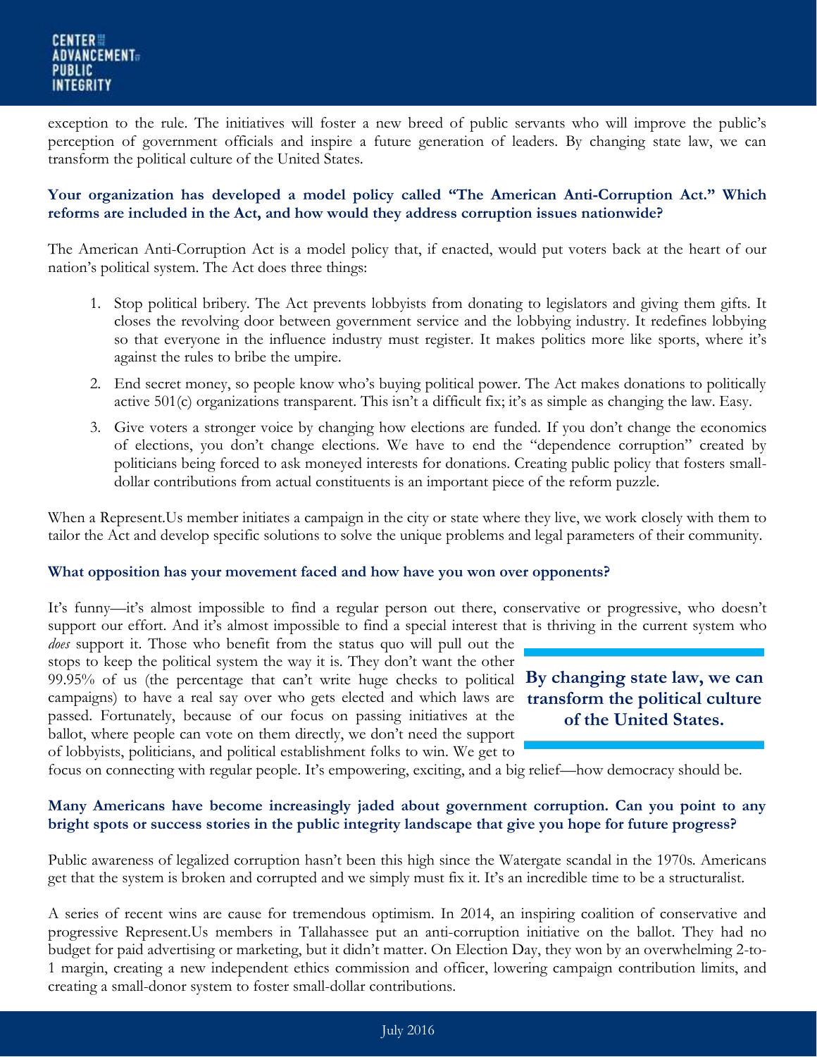exception to the rule. The initiatives will foster a new breed of public servants who will improve the public's perception of government officials and inspire a future generation of leaders. By changing state law, we can transform the political culture of the United States.

**Your organization has developed a model policy called "The American Anti-Corruption Act." Which reforms are included in the Act, and how would they address corruption issues nationwide?**

The American Anti-Corruption Act is a model policy that, if enacted, would put voters back at the heart of our nation's political system. The Act does three things:

1. Stop political bribery. The Act prevents lobbyists from donating to legislators and giving them gifts. It closes the revolving door between government service and the lobbying industry. It redefines lobbying so that everyone in the influence industry must register. It makes politics more like sports, where it's against the rules to bribe the umpire.
2. End secret money, so people know who's buying political power. The Act makes donations to politically active 501(c) organizations transparent. This isn't a difficult fix; it's as simple as changing the law. Easy.
3. Give voters a stronger voice by changing how elections are funded. If you don't change the economics of elections, you don't change elections. We have to end the "dependence corruption" created by politicians being forced to ask moneyed interests for donations. Creating public policy that fosters small-dollar contributions from actual constituents is an important piece of the reform puzzle.

When a Represent.Us member initiates a campaign in the city or state where they live, we work closely with them to tailor the Act and develop specific solutions to solve the unique problems and legal parameters of their community.

**What opposition has your movement faced and how have you won over opponents?**

It's funny—it's almost impossible to find a regular person out there, conservative or progressive, who doesn't support our effort. And it's almost impossible to find a special interest that is thriving in the current system who *does* support it. Those who benefit from the status quo will pull out the stops to keep the political system the way it is. They don't want the other 99.95% of us (the percentage that can't write huge checks to political campaigns) to have a real say over who gets elected and which laws are passed. Fortunately, because of our focus on passing initiatives at the ballot, where people can vote on them directly, we don't need the support of lobbyists, politicians, and political establishment folks to win. We get to focus on connecting with regular people. It's empowering, exciting, and a big relief—how democracy should be.

> **By changing state law, we can transform the political culture of the United States.**

**Many Americans have become increasingly jaded about government corruption. Can you point to any bright spots or success stories in the public integrity landscape that give you hope for future progress?**

Public awareness of legalized corruption hasn't been this high since the Watergate scandal in the 1970s. Americans get that the system is broken and corrupted and we simply must fix it. It's an incredible time to be a structuralist.

A series of recent wins are cause for tremendous optimism. In 2014, an inspiring coalition of conservative and progressive Represent.Us members in Tallahassee put an anti-corruption initiative on the ballot. They had no budget for paid advertising or marketing, but it didn't matter. On Election Day, they won by an overwhelming 2-to-1 margin, creating a new independent ethics commission and officer, lowering campaign contribution limits, and creating a small-donor system to foster small-dollar contributions.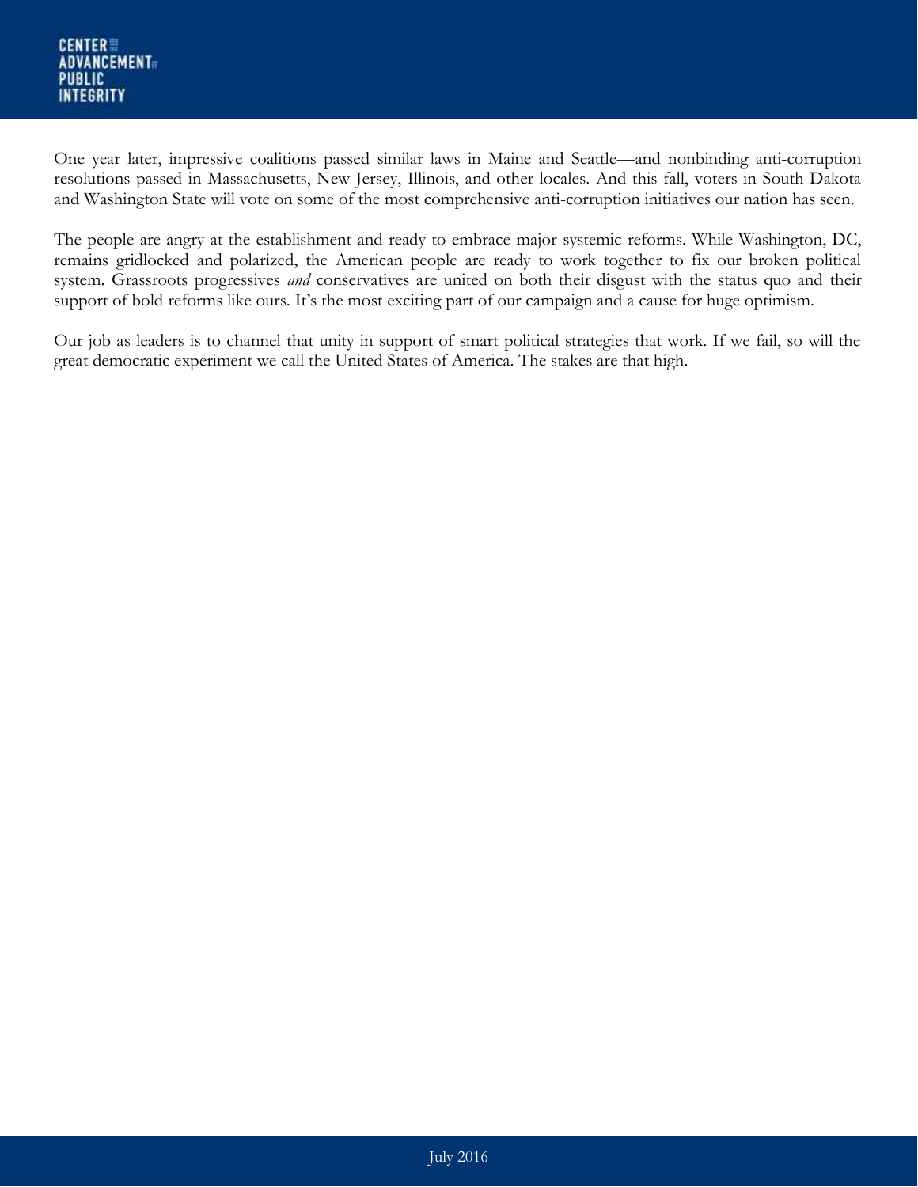One year later, impressive coalitions passed similar laws in Maine and Seattle—and nonbinding anti-corruption resolutions passed in Massachusetts, New Jersey, Illinois, and other locales. And this fall, voters in South Dakota and Washington State will vote on some of the most comprehensive anti-corruption initiatives our nation has seen.

The people are angry at the establishment and ready to embrace major systemic reforms. While Washington, DC, remains gridlocked and polarized, the American people are ready to work together to fix our broken political system. Grassroots progressives *and* conservatives are united on both their disgust with the status quo and their support of bold reforms like ours. It's the most exciting part of our campaign and a cause for huge optimism.

Our job as leaders is to channel that unity in support of smart political strategies that work. If we fail, so will the great democratic experiment we call the United States of America. The stakes are that high.